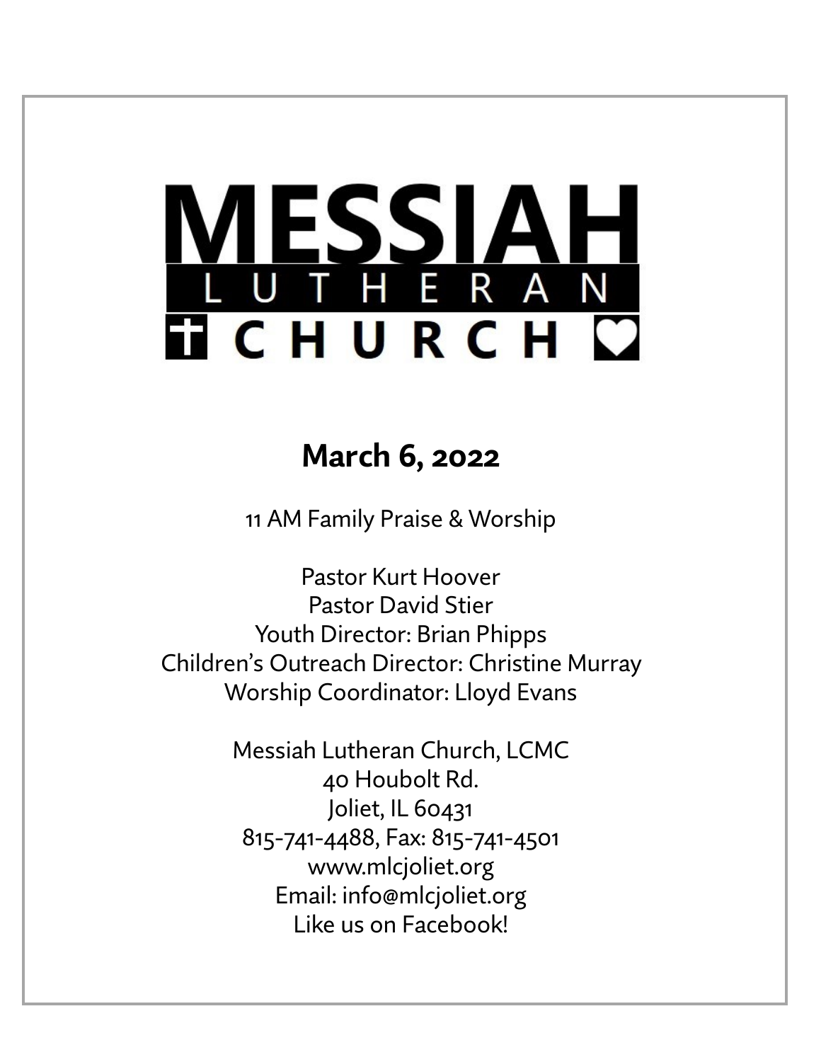# MESSIAH LUTHERAN CHURCH

## March 6, 2022

11 AM Family Praise & Worship

Pastor Kurt Hoover
Pastor David Stier
Youth Director: Brian Phipps
Children's Outreach Director: Christine Murray
Worship Coordinator: Lloyd Evans

Messiah Lutheran Church, LCMC
40 Houbolt Rd.
Joliet, IL 60431
815-741-4488, Fax: 815-741-4501
www.mlcjoliet.org
Email: info@mlcjoliet.org
Like us on Facebook!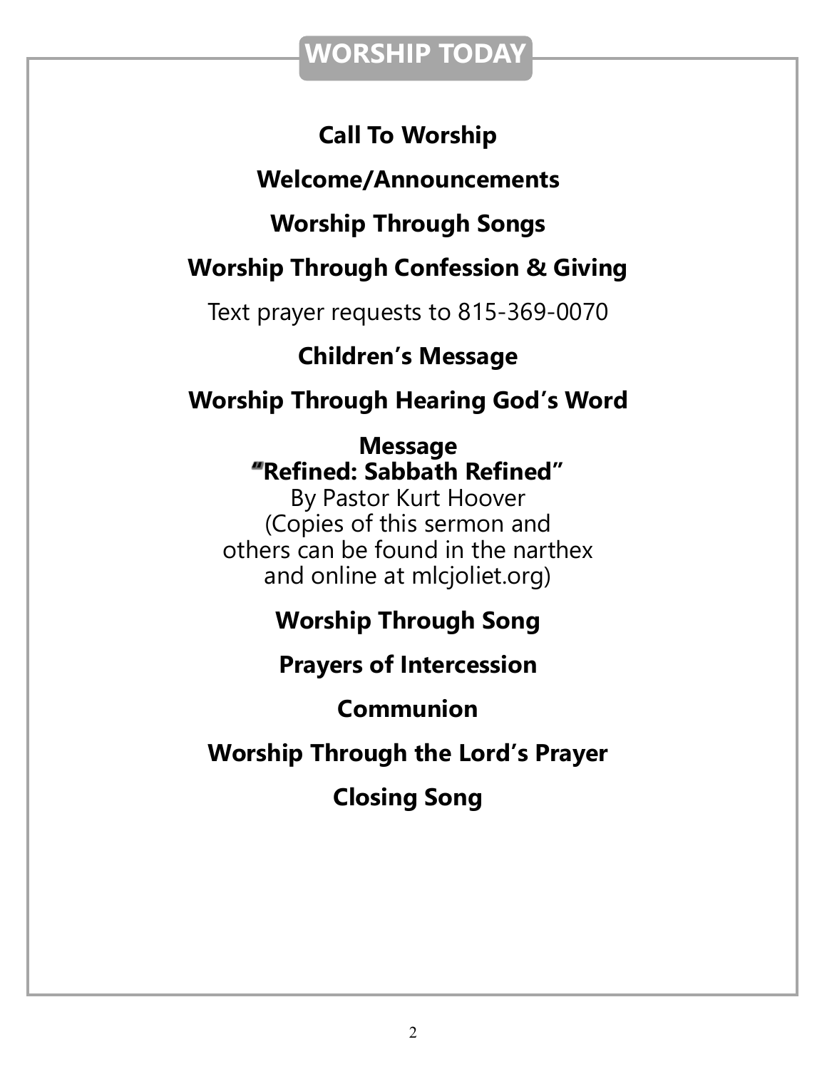# WORSHIP TODAY

**Call To Worship**

**Welcome/Announcements**

**Worship Through Songs**

**Worship Through Confession & Giving**

Text prayer requests to 815-369-0070

**Children's Message**

**Worship Through Hearing God's Word**

**Message**
**"Refined: Sabbath Refined"**
By Pastor Kurt Hoover
(Copies of this sermon and
others can be found in the narthex
and online at mlcjoliet.org)

**Worship Through Song**

**Prayers of Intercession**

**Communion**

**Worship Through the Lord's Prayer**

**Closing Song**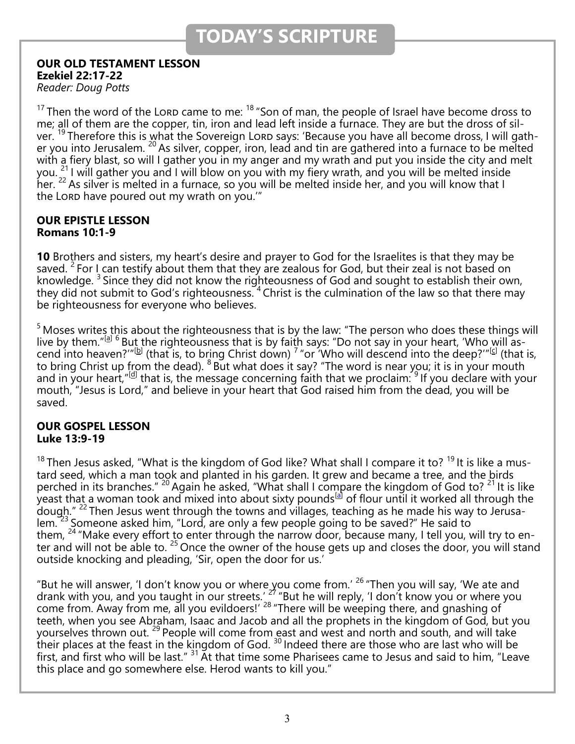# TODAY'S SCRIPTURE

**OUR OLD TESTAMENT LESSON**
**Ezekiel 22:17-22**
*Reader: Doug Potts*

[17] Then the word of the LORD came to me: [18] "Son of man, the people of Israel have become dross to me; all of them are the copper, tin, iron and lead left inside a furnace. They are but the dross of silver. [19] Therefore this is what the Sovereign LORD says: 'Because you have all become dross, I will gather you into Jerusalem. [20] As silver, copper, iron, lead and tin are gathered into a furnace to be melted with a fiery blast, so will I gather you in my anger and my wrath and put you inside the city and melt you. [21] I will gather you and I will blow on you with my fiery wrath, and you will be melted inside her. [22] As silver is melted in a furnace, so you will be melted inside her, and you will know that I the LORD have poured out my wrath on you.'"

**OUR EPISTLE LESSON**
**Romans 10:1-9**

**10** Brothers and sisters, my heart's desire and prayer to God for the Israelites is that they may be saved. [2] For I can testify about them that they are zealous for God, but their zeal is not based on knowledge. [3] Since they did not know the righteousness of God and sought to establish their own, they did not submit to God's righteousness. [4] Christ is the culmination of the law so that there may be righteousness for everyone who believes.

[5] Moses writes this about the righteousness that is by the law: "The person who does these things will live by them."[a] [6] But the righteousness that is by faith says: "Do not say in your heart, 'Who will ascend into heaven?'"[b] (that is, to bring Christ down) [7] "or 'Who will descend into the deep?'"[c] (that is, to bring Christ up from the dead). [8] But what does it say? "The word is near you; it is in your mouth and in your heart,"[d] that is, the message concerning faith that we proclaim: [9] If you declare with your mouth, "Jesus is Lord," and believe in your heart that God raised him from the dead, you will be saved.

**OUR GOSPEL LESSON**
**Luke 13:9-19**

[18] Then Jesus asked, "What is the kingdom of God like? What shall I compare it to? [19] It is like a mustard seed, which a man took and planted in his garden. It grew and became a tree, and the birds perched in its branches." [20] Again he asked, "What shall I compare the kingdom of God to? [21] It is like yeast that a woman took and mixed into about sixty pounds[a] of flour until it worked all through the dough." [22] Then Jesus went through the towns and villages, teaching as he made his way to Jerusalem. [23] Someone asked him, "Lord, are only a few people going to be saved?" He said to them, [24] "Make every effort to enter through the narrow door, because many, I tell you, will try to enter and will not be able to. [25] Once the owner of the house gets up and closes the door, you will stand outside knocking and pleading, 'Sir, open the door for us.'

"But he will answer, 'I don't know you or where you come from.' [26] "Then you will say, 'We ate and drank with you, and you taught in our streets.' [27] "But he will reply, 'I don't know you or where you come from. Away from me, all you evildoers!' [28] "There will be weeping there, and gnashing of teeth, when you see Abraham, Isaac and Jacob and all the prophets in the kingdom of God, but you yourselves thrown out. [29] People will come from east and west and north and south, and will take their places at the feast in the kingdom of God. [30] Indeed there are those who are last who will be first, and first who will be last." [31] At that time some Pharisees came to Jesus and said to him, "Leave this place and go somewhere else. Herod wants to kill you."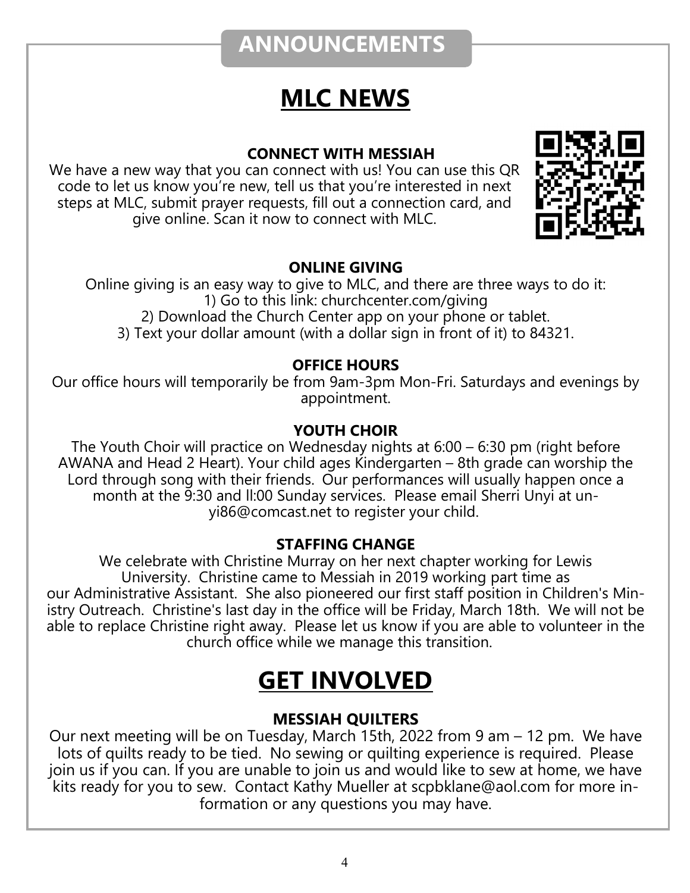## ANNOUNCEMENTS

# MLC NEWS

### CONNECT WITH MESSIAH

We have a new way that you can connect with us! You can use this QR code to let us know you're new, tell us that you're interested in next steps at MLC, submit prayer requests, fill out a connection card, and give online. Scan it now to connect with MLC.

### ONLINE GIVING

Online giving is an easy way to give to MLC, and there are three ways to do it:

1) Go to this link: churchcenter.com/giving
2) Download the Church Center app on your phone or tablet.
3) Text your dollar amount (with a dollar sign in front of it) to 84321.

### OFFICE HOURS

Our office hours will temporarily be from 9am-3pm Mon-Fri. Saturdays and evenings by appointment.

### YOUTH CHOIR

The Youth Choir will practice on Wednesday nights at 6:00 – 6:30 pm (right before AWANA and Head 2 Heart). Your child ages Kindergarten – 8th grade can worship the Lord through song with their friends. Our performances will usually happen once a month at the 9:30 and ll:00 Sunday services. Please email Sherri Unyi at unyi86@comcast.net to register your child.

### STAFFING CHANGE

We celebrate with Christine Murray on her next chapter working for Lewis University. Christine came to Messiah in 2019 working part time as our Administrative Assistant. She also pioneered our first staff position in Children's Ministry Outreach. Christine's last day in the office will be Friday, March 18th. We will not be able to replace Christine right away. Please let us know if you are able to volunteer in the church office while we manage this transition.

# GET INVOLVED

### MESSIAH QUILTERS

Our next meeting will be on Tuesday, March 15th, 2022 from 9 am – 12 pm. We have lots of quilts ready to be tied. No sewing or quilting experience is required. Please join us if you can. If you are unable to join us and would like to sew at home, we have kits ready for you to sew. Contact Kathy Mueller at scpbklane@aol.com for more information or any questions you may have.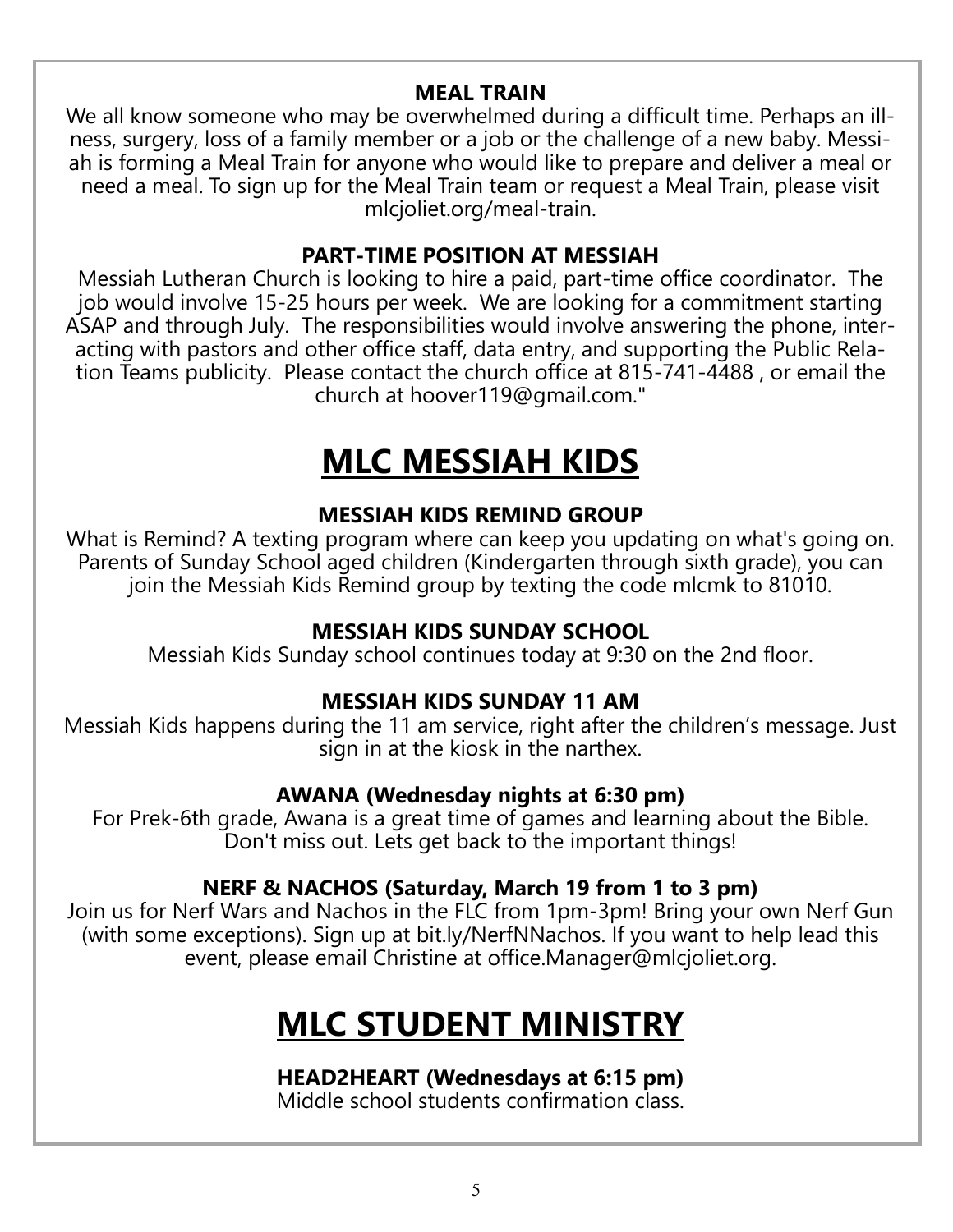### MEAL TRAIN

We all know someone who may be overwhelmed during a difficult time. Perhaps an illness, surgery, loss of a family member or a job or the challenge of a new baby. Messiah is forming a Meal Train for anyone who would like to prepare and deliver a meal or need a meal. To sign up for the Meal Train team or request a Meal Train, please visit mlcjoliet.org/meal-train.

### PART-TIME POSITION AT MESSIAH

Messiah Lutheran Church is looking to hire a paid, part-time office coordinator. The job would involve 15-25 hours per week. We are looking for a commitment starting ASAP and through July. The responsibilities would involve answering the phone, interacting with pastors and other office staff, data entry, and supporting the Public Relation Teams publicity. Please contact the church office at 815-741-4488 , or email the church at hoover119@gmail.com."

# MLC MESSIAH KIDS

### MESSIAH KIDS REMIND GROUP

What is Remind? A texting program where can keep you updating on what's going on. Parents of Sunday School aged children (Kindergarten through sixth grade), you can join the Messiah Kids Remind group by texting the code mlcmk to 81010.

### MESSIAH KIDS SUNDAY SCHOOL

Messiah Kids Sunday school continues today at 9:30 on the 2nd floor.

### MESSIAH KIDS SUNDAY 11 AM

Messiah Kids happens during the 11 am service, right after the children's message. Just sign in at the kiosk in the narthex.

### AWANA (Wednesday nights at 6:30 pm)

For Prek-6th grade, Awana is a great time of games and learning about the Bible. Don't miss out. Lets get back to the important things!

### NERF & NACHOS (Saturday, March 19 from 1 to 3 pm)

Join us for Nerf Wars and Nachos in the FLC from 1pm-3pm! Bring your own Nerf Gun (with some exceptions). Sign up at bit.ly/NerfNNachos. If you want to help lead this event, please email Christine at office.Manager@mlcjoliet.org.

# MLC STUDENT MINISTRY

### HEAD2HEART (Wednesdays at 6:15 pm)

Middle school students confirmation class.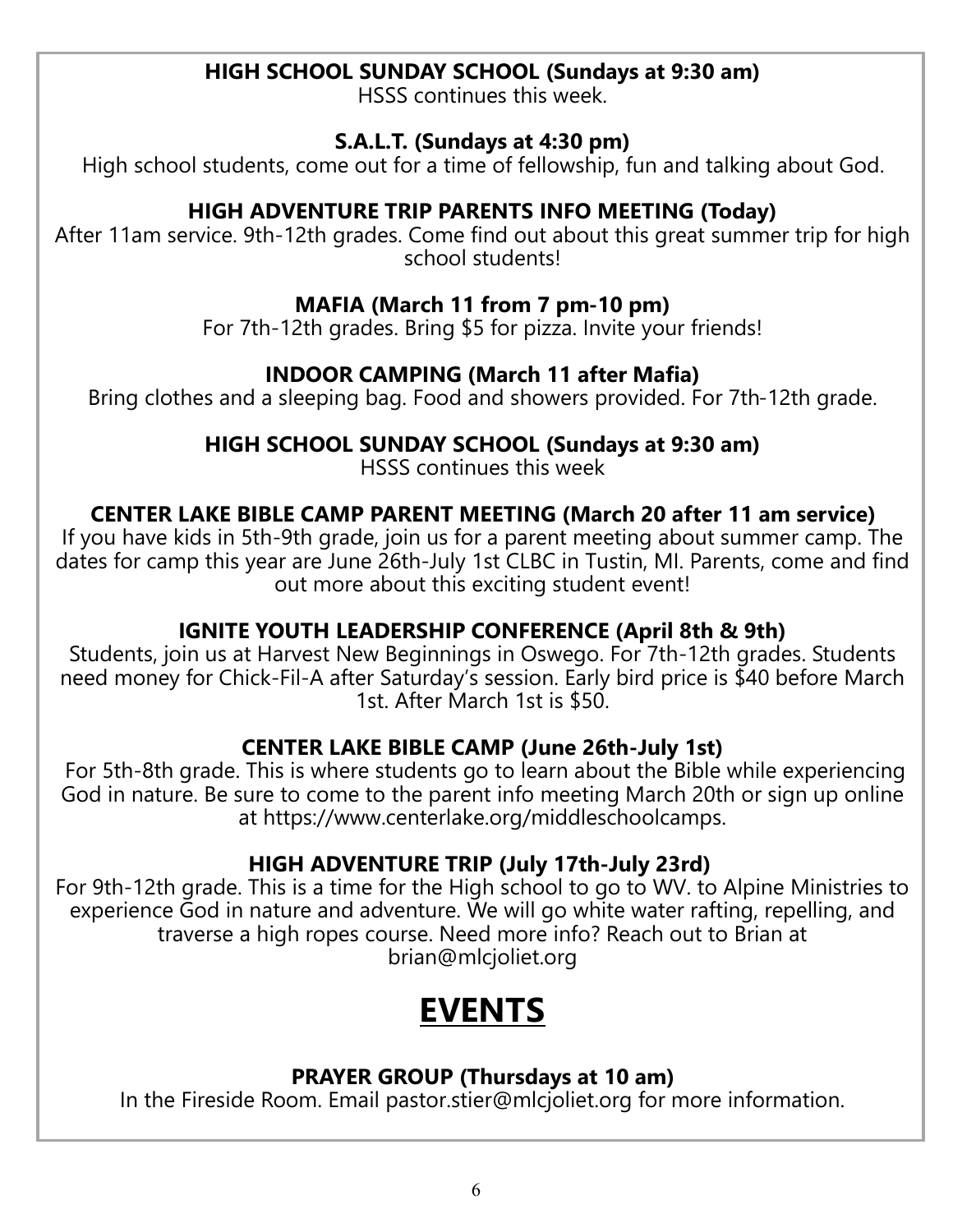**HIGH SCHOOL SUNDAY SCHOOL (Sundays at 9:30 am)**

HSSS continues this week.

**S.A.L.T. (Sundays at 4:30 pm)**

High school students, come out for a time of fellowship, fun and talking about God.

**HIGH ADVENTURE TRIP PARENTS INFO MEETING (Today)**

After 11am service. 9th-12th grades. Come find out about this great summer trip for high school students!

**MAFIA (March 11 from 7 pm-10 pm)**

For 7th-12th grades. Bring $5 for pizza. Invite your friends!

**INDOOR CAMPING (March 11 after Mafia)**

Bring clothes and a sleeping bag. Food and showers provided. For 7th-12th grade.

**HIGH SCHOOL SUNDAY SCHOOL (Sundays at 9:30 am)**

HSSS continues this week

**CENTER LAKE BIBLE CAMP PARENT MEETING (March 20 after 11 am service)**

If you have kids in 5th-9th grade, join us for a parent meeting about summer camp. The dates for camp this year are June 26th-July 1st CLBC in Tustin, MI. Parents, come and find out more about this exciting student event!

**IGNITE YOUTH LEADERSHIP CONFERENCE (April 8th & 9th)**

Students, join us at Harvest New Beginnings in Oswego. For 7th-12th grades. Students need money for Chick-Fil-A after Saturday's session. Early bird price is $40 before March 1st. After March 1st is $50.

**CENTER LAKE BIBLE CAMP (June 26th-July 1st)**

For 5th-8th grade. This is where students go to learn about the Bible while experiencing God in nature. Be sure to come to the parent info meeting March 20th or sign up online at https://www.centerlake.org/middleschoolcamps.

**HIGH ADVENTURE TRIP (July 17th-July 23rd)**

For 9th-12th grade. This is a time for the High school to go to WV. to Alpine Ministries to experience God in nature and adventure. We will go white water rafting, repelling, and traverse a high ropes course. Need more info? Reach out to Brian at brian@mlcjoliet.org

# EVENTS

**PRAYER GROUP (Thursdays at 10 am)**

In the Fireside Room. Email pastor.stier@mlcjoliet.org for more information.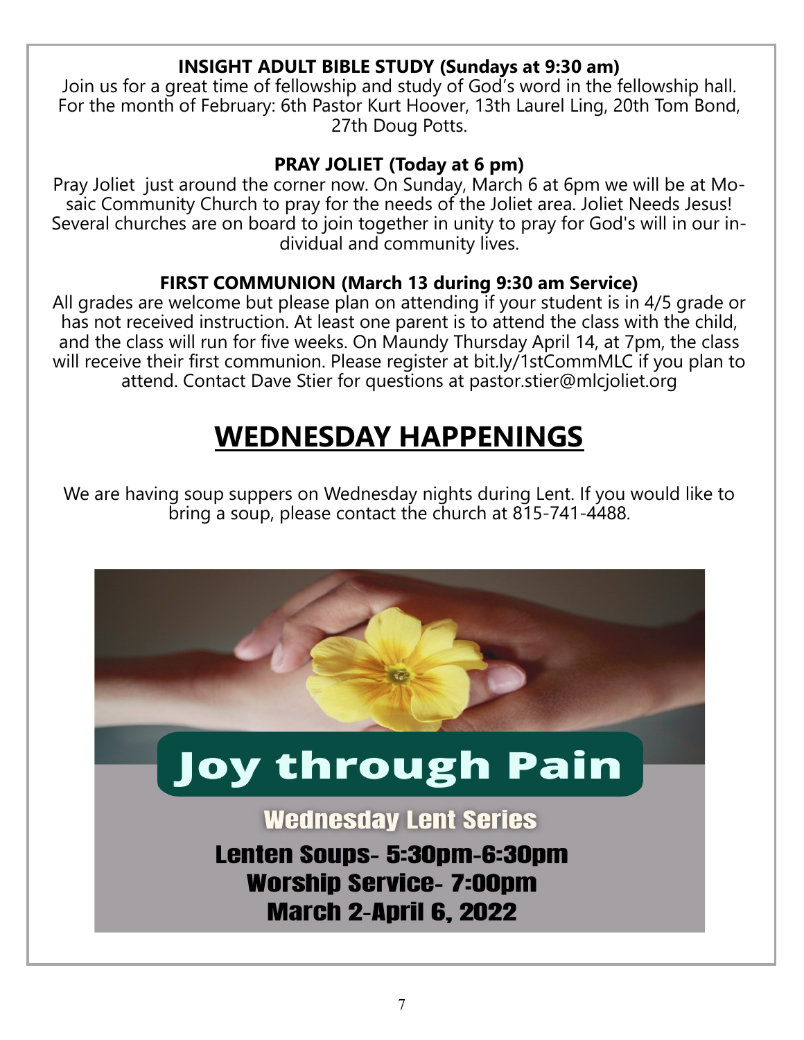**INSIGHT ADULT BIBLE STUDY (Sundays at 9:30 am)**

Join us for a great time of fellowship and study of God's word in the fellowship hall. For the month of February: 6th Pastor Kurt Hoover, 13th Laurel Ling, 20th Tom Bond, 27th Doug Potts.

**PRAY JOLIET (Today at 6 pm)**

Pray Joliet just around the corner now. On Sunday, March 6 at 6pm we will be at Mosaic Community Church to pray for the needs of the Joliet area. Joliet Needs Jesus! Several churches are on board to join together in unity to pray for God's will in our individual and community lives.

**FIRST COMMUNION (March 13 during 9:30 am Service)**

All grades are welcome but please plan on attending if your student is in 4/5 grade or has not received instruction. At least one parent is to attend the class with the child, and the class will run for five weeks. On Maundy Thursday April 14, at 7pm, the class will receive their first communion. Please register at bit.ly/1stCommMLC if you plan to attend. Contact Dave Stier for questions at pastor.stier@mlcjoliet.org

# WEDNESDAY HAPPENINGS

We are having soup suppers on Wednesday nights during Lent. If you would like to bring a soup, please contact the church at 815-741-4488.

## Joy through Pain

**Wednesday Lent Series**

**Lenten Soups- 5:30pm-6:30pm**

**Worship Service- 7:00pm**

**March 2-April 6, 2022**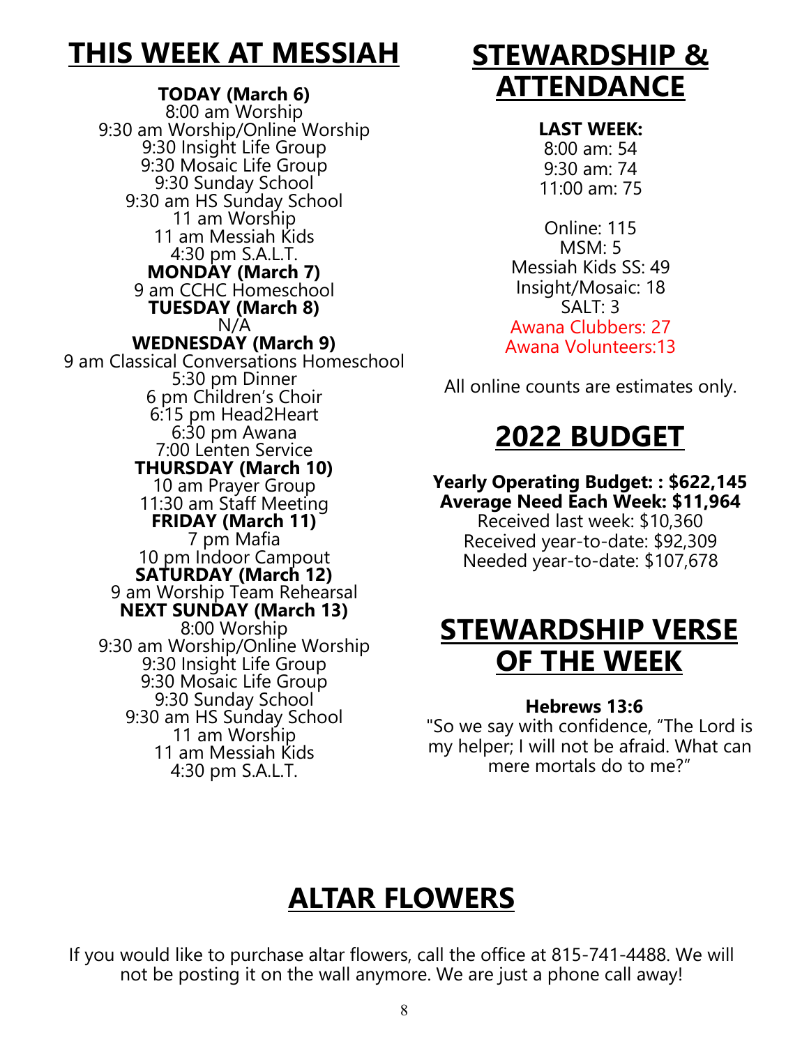# THIS WEEK AT MESSIAH

**TODAY (March 6)**
8:00 am Worship
9:30 am Worship/Online Worship
9:30 Insight Life Group
9:30 Mosaic Life Group
9:30 Sunday School
9:30 am HS Sunday School
11 am Worship
11 am Messiah Kids
4:30 pm S.A.L.T.

**MONDAY (March 7)**
9 am CCHC Homeschool

**TUESDAY (March 8)**
N/A

**WEDNESDAY (March 9)**
9 am Classical Conversations Homeschool
5:30 pm Dinner
6 pm Children's Choir
6:15 pm Head2Heart
6:30 pm Awana
7:00 Lenten Service

**THURSDAY (March 10)**
10 am Prayer Group
11:30 am Staff Meeting

**FRIDAY (March 11)**
7 pm Mafia
10 pm Indoor Campout

**SATURDAY (March 12)**
9 am Worship Team Rehearsal

**NEXT SUNDAY (March 13)**
8:00 Worship
9:30 am Worship/Online Worship
9:30 Insight Life Group
9:30 Mosaic Life Group
9:30 Sunday School
9:30 am HS Sunday School
11 am Worship
11 am Messiah Kids
4:30 pm S.A.L.T.

# STEWARDSHIP & ATTENDANCE

**LAST WEEK:**
8:00 am: 54
9:30 am: 74
11:00 am: 75

Online: 115
MSM: 5
Messiah Kids SS: 49
Insight/Mosaic: 18
SALT: 3
Awana Clubbers: 27
Awana Volunteers:13

All online counts are estimates only.

# 2022 BUDGET

**Yearly Operating Budget: : $622,145**
**Average Need Each Week: $11,964**
Received last week: $10,360
Received year-to-date: $92,309
Needed year-to-date: $107,678

# STEWARDSHIP VERSE OF THE WEEK

**Hebrews 13:6**
"So we say with confidence, "The Lord is my helper; I will not be afraid. What can mere mortals do to me?"

# ALTAR FLOWERS

If you would like to purchase altar flowers, call the office at 815-741-4488. We will not be posting it on the wall anymore. We are just a phone call away!